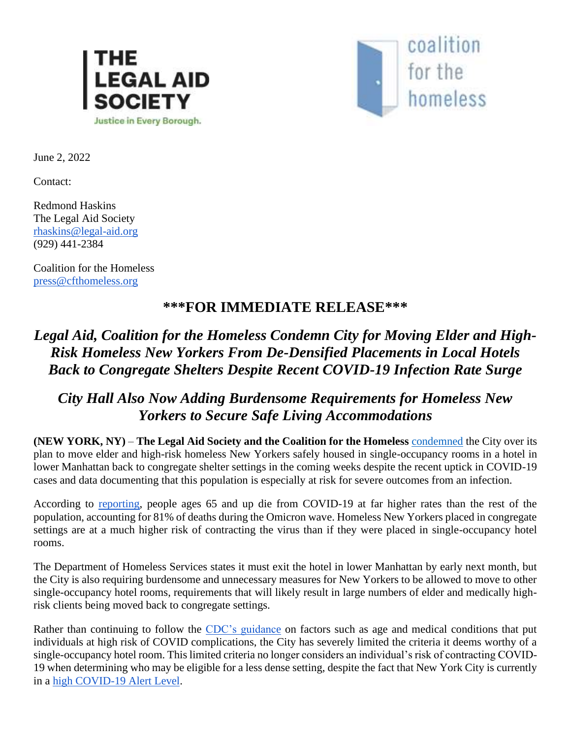THE LEGAL AID SOCIETY

Justice in Every Borough.

coalition for the homeless

June 2, 2022

Contact:

Redmond Haskins
The Legal Aid Society
rhaskins@legal-aid.org
(929) 441-2384

Coalition for the Homeless
press@cfthomeless.org

## ***FOR IMMEDIATE RELEASE***

# *Legal Aid, Coalition for the Homeless Condemn City for Moving Elder and High-Risk Homeless New Yorkers From De-Densified Placements in Local Hotels Back to Congregate Shelters Despite Recent COVID-19 Infection Rate Surge*

## *City Hall Also Now Adding Burdensome Requirements for Homeless New Yorkers to Secure Safe Living Accommodations*

**(NEW YORK, NY)** – **The Legal Aid Society and the Coalition for the Homeless** condemned the City over its plan to move elder and high-risk homeless New Yorkers safely housed in single-occupancy rooms in a hotel in lower Manhattan back to congregate shelter settings in the coming weeks despite the recent uptick in COVID-19 cases and data documenting that this population is especially at risk for severe outcomes from an infection.

According to reporting, people ages 65 and up die from COVID-19 at far higher rates than the rest of the population, accounting for 81% of deaths during the Omicron wave. Homeless New Yorkers placed in congregate settings are at a much higher risk of contracting the virus than if they were placed in single-occupancy hotel rooms.

The Department of Homeless Services states it must exit the hotel in lower Manhattan by early next month, but the City is also requiring burdensome and unnecessary measures for New Yorkers to be allowed to move to other single-occupancy hotel rooms, requirements that will likely result in large numbers of elder and medically high-risk clients being moved back to congregate settings.

Rather than continuing to follow the CDC's guidance on factors such as age and medical conditions that put individuals at high risk of COVID complications, the City has severely limited the criteria it deems worthy of a single-occupancy hotel room. This limited criteria no longer considers an individual's risk of contracting COVID-19 when determining who may be eligible for a less dense setting, despite the fact that New York City is currently in a high COVID-19 Alert Level.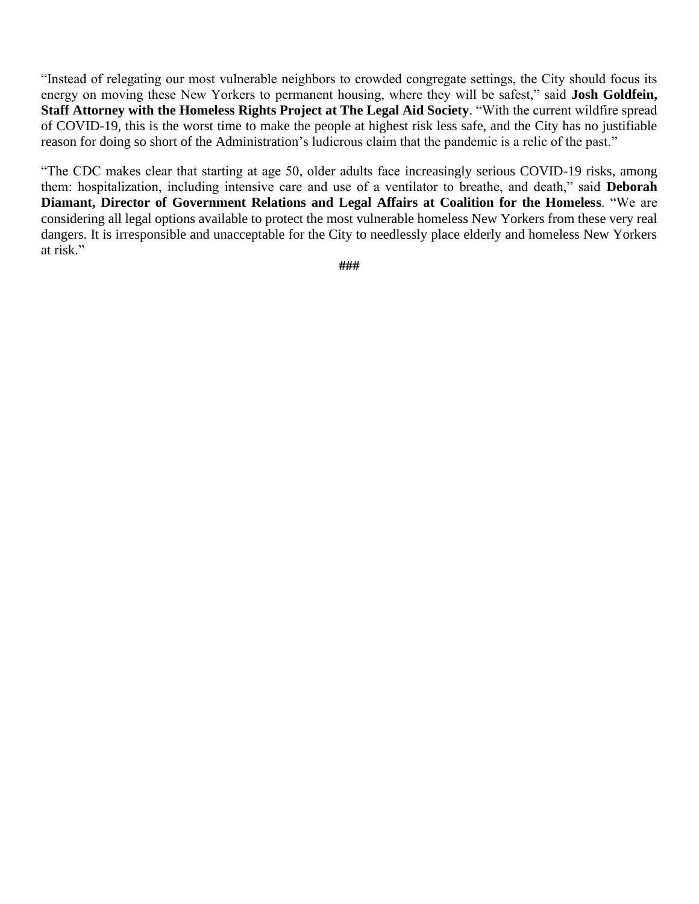“Instead of relegating our most vulnerable neighbors to crowded congregate settings, the City should focus its energy on moving these New Yorkers to permanent housing, where they will be safest,” said **Josh Goldfein, Staff Attorney with the Homeless Rights Project at The Legal Aid Society**. “With the current wildfire spread of COVID-19, this is the worst time to make the people at highest risk less safe, and the City has no justifiable reason for doing so short of the Administration’s ludicrous claim that the pandemic is a relic of the past.”

“The CDC makes clear that starting at age 50, older adults face increasingly serious COVID-19 risks, among them: hospitalization, including intensive care and use of a ventilator to breathe, and death,” said **Deborah Diamant, Director of Government Relations and Legal Affairs at Coalition for the Homeless**. “We are considering all legal options available to protect the most vulnerable homeless New Yorkers from these very real dangers. It is irresponsible and unacceptable for the City to needlessly place elderly and homeless New Yorkers at risk.”

###